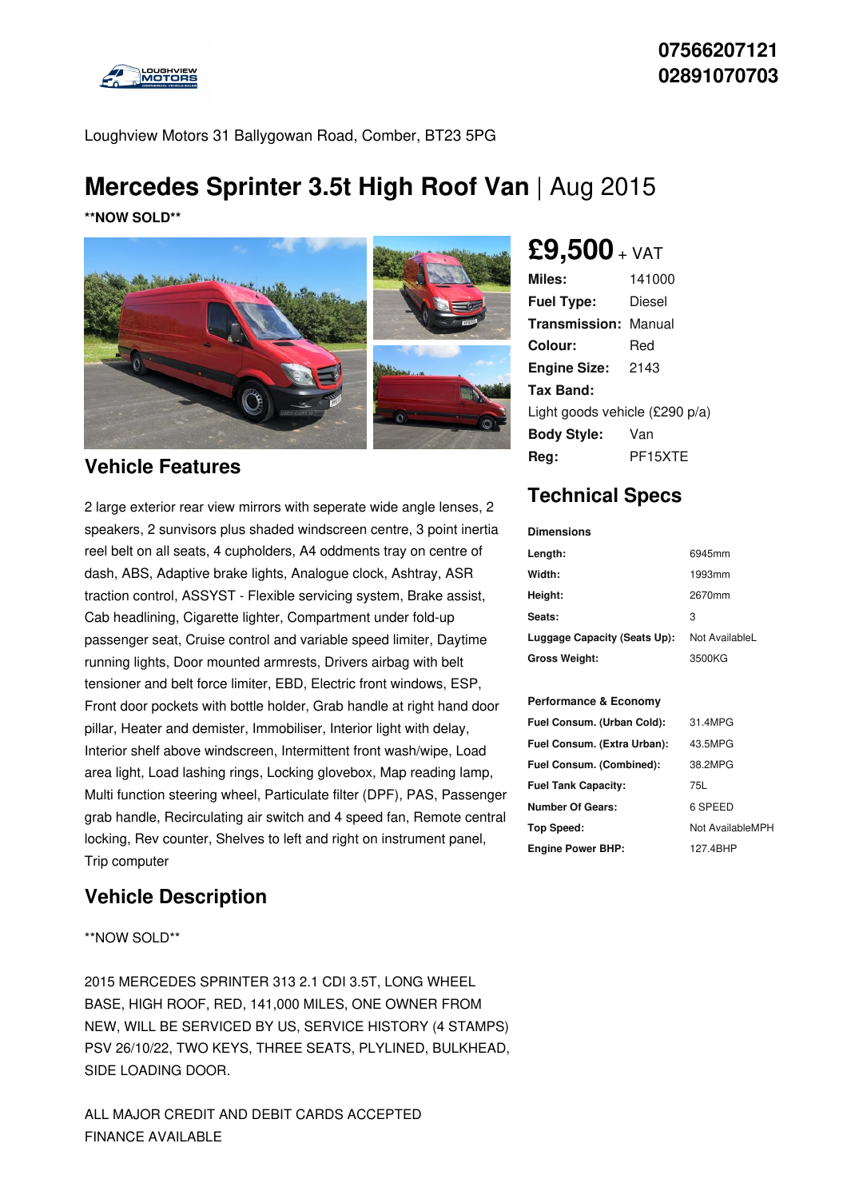07566207121
02891070703

Loughview Motors 31 Ballygowan Road, Comber, BT23 5PG

# Mercedes Sprinter 3.5t High Roof Van | Aug 2015

**NOW SOLD**

**£9,500** + VAT

| | |
|---|---|
| **Miles:** | 141000 |
| **Fuel Type:** | Diesel |
| **Transmission:** | Manual |
| **Colour:** | Red |
| **Engine Size:** | 2143 |
| **Tax Band:** | Light goods vehicle (£290 p/a) |
| **Body Style:** | Van |
| **Reg:** | PF15XTE |

## Technical Specs

**Dimensions**

| | |
|---|---|
| **Length:** | 6945mm |
| **Width:** | 1993mm |
| **Height:** | 2670mm |
| **Seats:** | 3 |
| **Luggage Capacity (Seats Up):** | Not AvailableL |
| **Gross Weight:** | 3500KG |

**Performance & Economy**

| | |
|---|---|
| **Fuel Consum. (Urban Cold):** | 31.4MPG |
| **Fuel Consum. (Extra Urban):** | 43.5MPG |
| **Fuel Consum. (Combined):** | 38.2MPG |
| **Fuel Tank Capacity:** | 75L |
| **Number Of Gears:** | 6 SPEED |
| **Top Speed:** | Not AvailableMPH |
| **Engine Power BHP:** | 127.4BHP |

## Vehicle Features

2 large exterior rear view mirrors with seperate wide angle lenses, 2 speakers, 2 sunvisors plus shaded windscreen centre, 3 point inertia reel belt on all seats, 4 cupholders, A4 oddments tray on centre of dash, ABS, Adaptive brake lights, Analogue clock, Ashtray, ASR traction control, ASSYST - Flexible servicing system, Brake assist, Cab headlining, Cigarette lighter, Compartment under fold-up passenger seat, Cruise control and variable speed limiter, Daytime running lights, Door mounted armrests, Drivers airbag with belt tensioner and belt force limiter, EBD, Electric front windows, ESP, Front door pockets with bottle holder, Grab handle at right hand door pillar, Heater and demister, Immobiliser, Interior light with delay, Interior shelf above windscreen, Intermittent front wash/wipe, Load area light, Load lashing rings, Locking glovebox, Map reading lamp, Multi function steering wheel, Particulate filter (DPF), PAS, Passenger grab handle, Recirculating air switch and 4 speed fan, Remote central locking, Rev counter, Shelves to left and right on instrument panel, Trip computer

## Vehicle Description

**NOW SOLD**

2015 MERCEDES SPRINTER 313 2.1 CDI 3.5T, LONG WHEEL BASE, HIGH ROOF, RED, 141,000 MILES, ONE OWNER FROM NEW, WILL BE SERVICED BY US, SERVICE HISTORY (4 STAMPS) PSV 26/10/22, TWO KEYS, THREE SEATS, PLYLINED, BULKHEAD, SIDE LOADING DOOR.

ALL MAJOR CREDIT AND DEBIT CARDS ACCEPTED
FINANCE AVAILABLE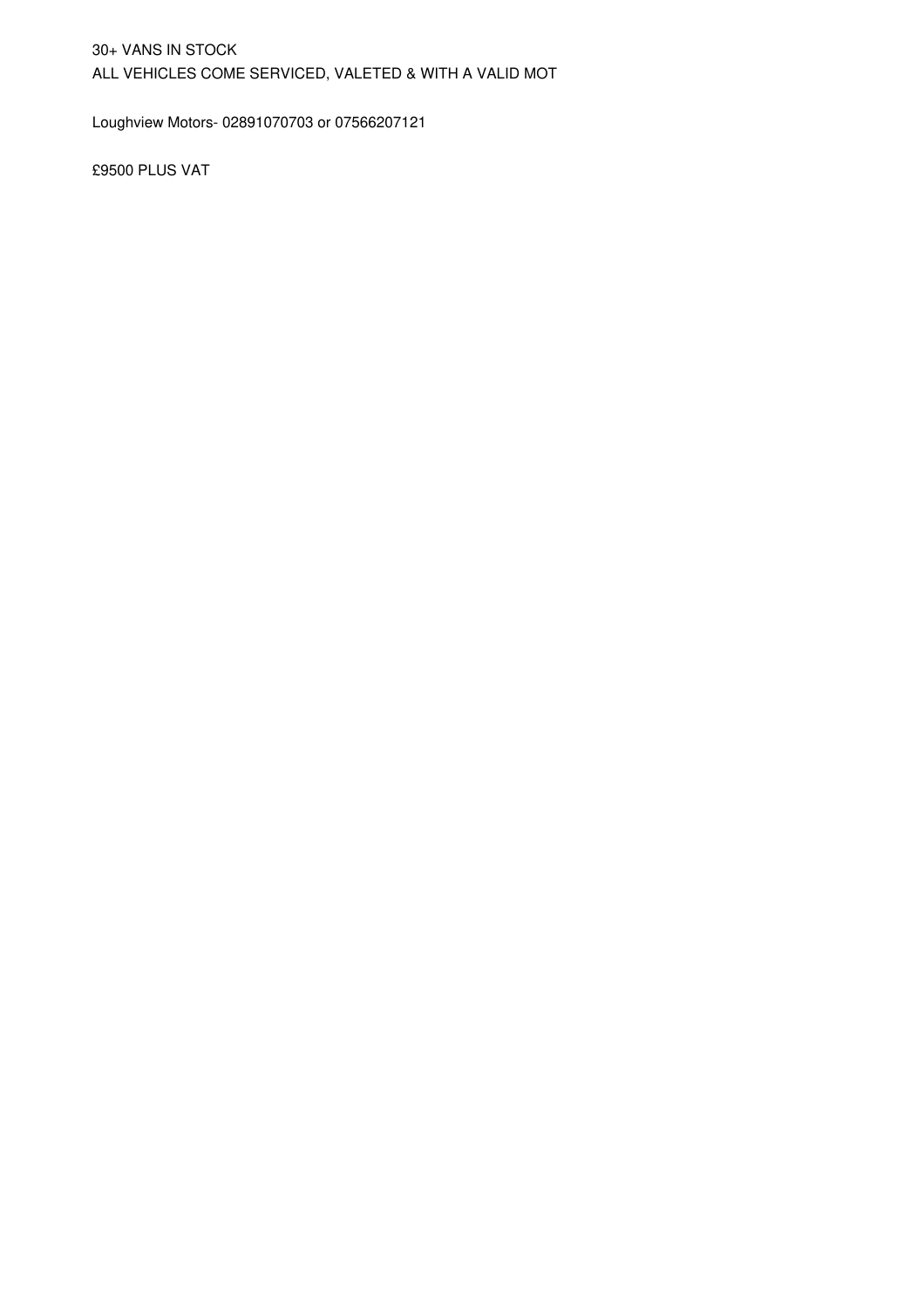30+ VANS IN STOCK
ALL VEHICLES COME SERVICED, VALETED & WITH A VALID MOT

Loughview Motors- 02891070703 or 07566207121

£9500 PLUS VAT